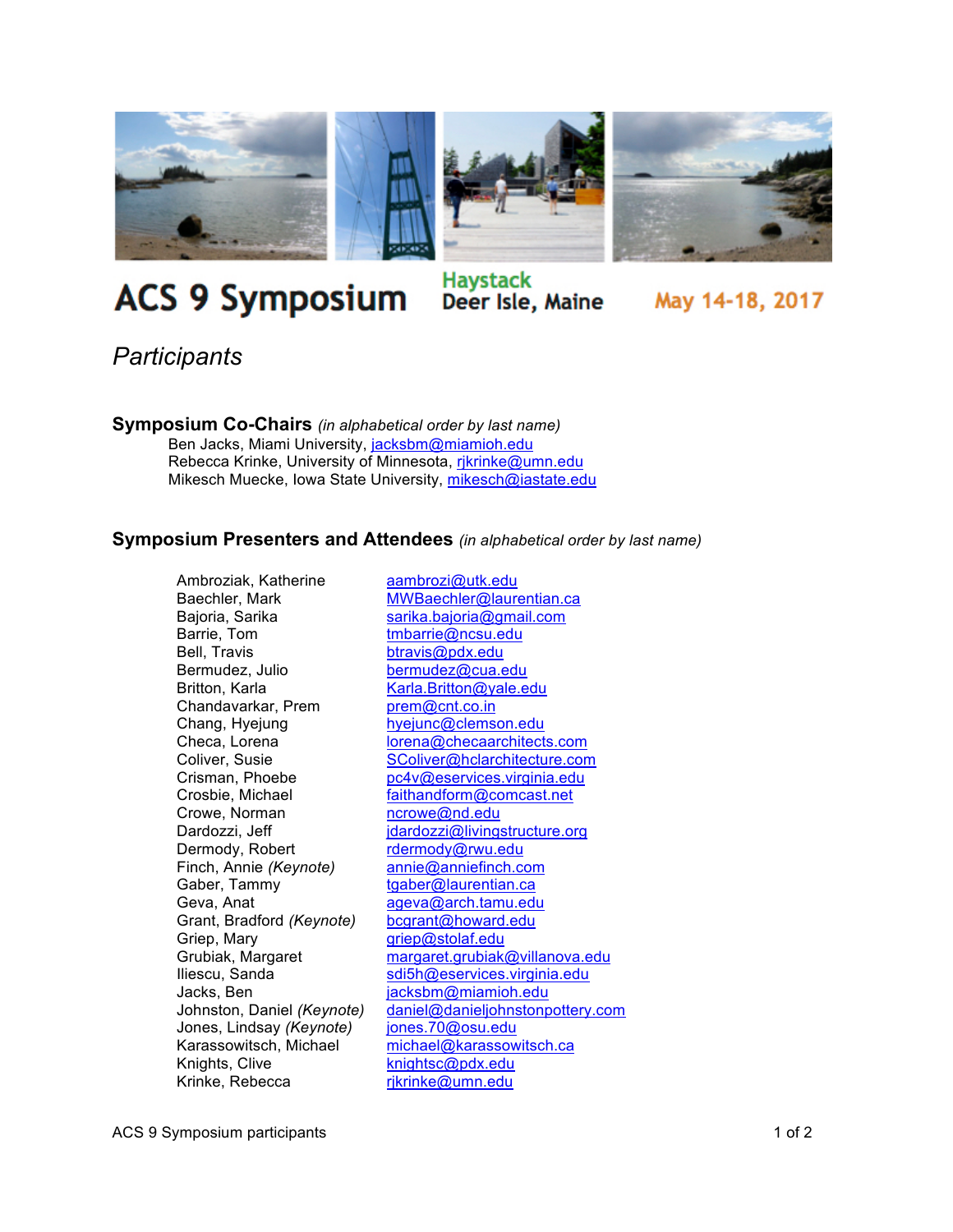# ACS 9 Symposium

Haystack
Deer Isle, Maine

May 14-18, 2017

## *Participants*

### Symposium Co-Chairs *(in alphabetical order by last name)*

Ben Jacks, Miami University, jacksbm@miamioh.edu
Rebecca Krinke, University of Minnesota, rjkrinke@umn.edu
Mikesch Muecke, Iowa State University, mikesch@iastate.edu

### Symposium Presenters and Attendees *(in alphabetical order by last name)*

| | |
|---|---|
| Ambroziak, Katherine | aambrozi@utk.edu |
| Baechler, Mark | MWBaechler@laurentian.ca |
| Bajoria, Sarika | sarika.bajoria@gmail.com |
| Barrie, Tom | tmbarrie@ncsu.edu |
| Bell, Travis | btravis@pdx.edu |
| Bermudez, Julio | bermudez@cua.edu |
| Britton, Karla | Karla.Britton@yale.edu |
| Chandavarkar, Prem | prem@cnt.co.in |
| Chang, Hyejung | hyejunc@clemson.edu |
| Checa, Lorena | lorena@checaarchitects.com |
| Coliver, Susie | SColiver@hclarchitecture.com |
| Crisman, Phoebe | pc4v@eservices.virginia.edu |
| Crosbie, Michael | faithandform@comcast.net |
| Crowe, Norman | ncrowe@nd.edu |
| Dardozzi, Jeff | jdardozzi@livingstructure.org |
| Dermody, Robert | rdermody@rwu.edu |
| Finch, Annie *(Keynote)* | annie@anniefinch.com |
| Gaber, Tammy | tgaber@laurentian.ca |
| Geva, Anat | ageva@arch.tamu.edu |
| Grant, Bradford *(Keynote)* | bcgrant@howard.edu |
| Griep, Mary | griep@stolaf.edu |
| Grubiak, Margaret | margaret.grubiak@villanova.edu |
| Iliescu, Sanda | sdi5h@eservices.virginia.edu |
| Jacks, Ben | jacksbm@miamioh.edu |
| Johnston, Daniel *(Keynote)* | daniel@danieljohnstonpottery.com |
| Jones, Lindsay *(Keynote)* | jones.70@osu.edu |
| Karassowitsch, Michael | michael@karassowitsch.ca |
| Knights, Clive | knightsc@pdx.edu |
| Krinke, Rebecca | rjkrinke@umn.edu |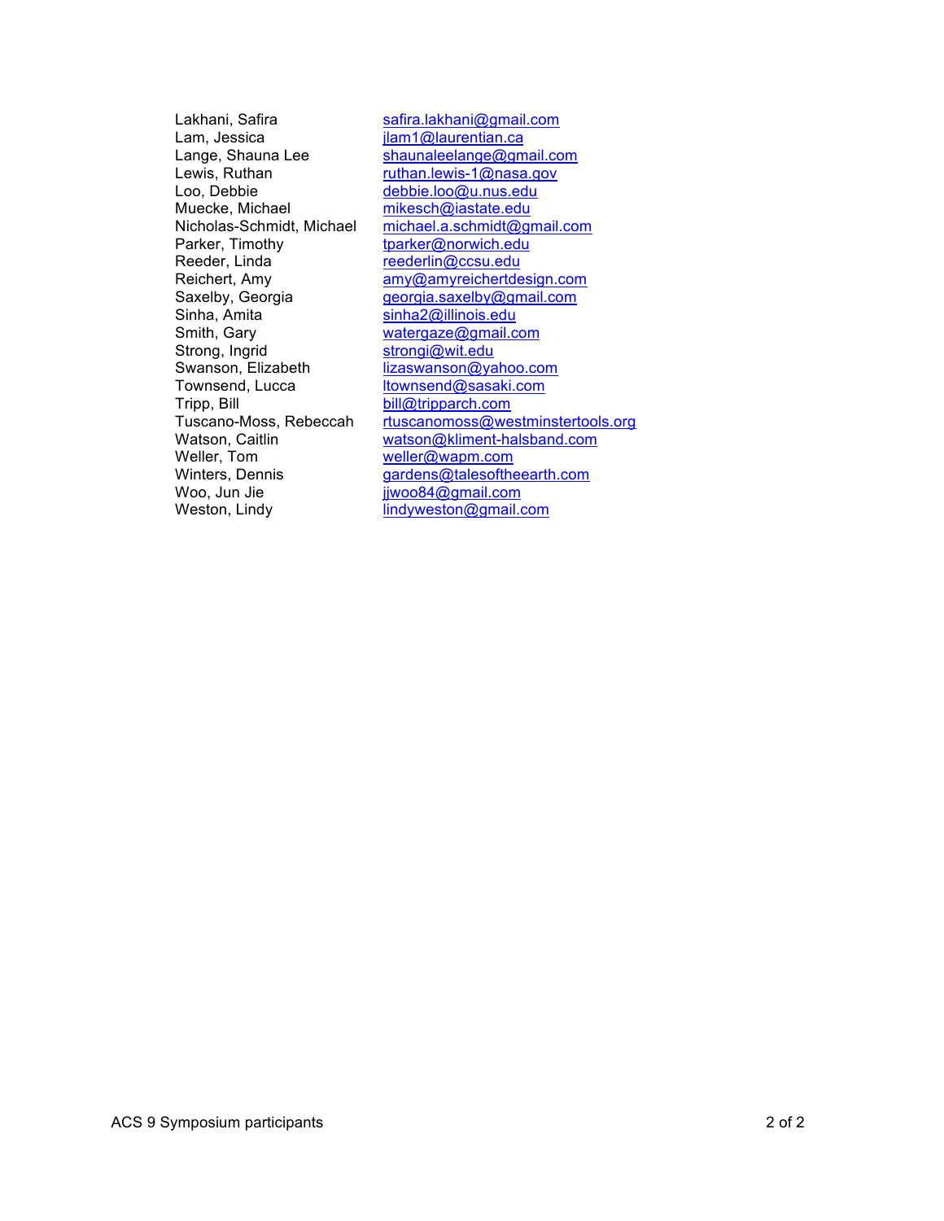| | |
|---|---|
| Lakhani, Safira | safira.lakhani@gmail.com |
| Lam, Jessica | jlam1@laurentian.ca |
| Lange, Shauna Lee | shaunaleelange@gmail.com |
| Lewis, Ruthan | ruthan.lewis-1@nasa.gov |
| Loo, Debbie | debbie.loo@u.nus.edu |
| Muecke, Michael | mikesch@iastate.edu |
| Nicholas-Schmidt, Michael | michael.a.schmidt@gmail.com |
| Parker, Timothy | tparker@norwich.edu |
| Reeder, Linda | reederlin@ccsu.edu |
| Reichert, Amy | amy@amyreichertdesign.com |
| Saxelby, Georgia | georgia.saxelby@gmail.com |
| Sinha, Amita | sinha2@illinois.edu |
| Smith, Gary | watergaze@gmail.com |
| Strong, Ingrid | strongi@wit.edu |
| Swanson, Elizabeth | lizaswanson@yahoo.com |
| Townsend, Lucca | ltownsend@sasaki.com |
| Tripp, Bill | bill@tripparch.com |
| Tuscano-Moss, Rebeccah | rtuscanomoss@westminstertools.org |
| Watson, Caitlin | watson@kliment-halsband.com |
| Weller, Tom | weller@wapm.com |
| Winters, Dennis | gardens@talesoftheearth.com |
| Woo, Jun Jie | jjwoo84@gmail.com |
| Weston, Lindy | lindyweston@gmail.com |